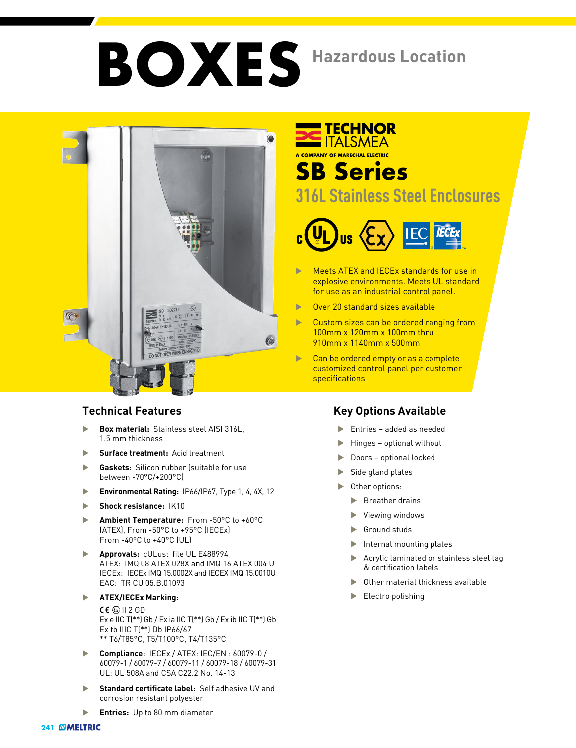# BOXES Hazardous Location

TECHNOR ITALSMEA
A COMPANY OF MARECHAL ELECTRIC

## SB Series

### 316L Stainless Steel Enclosures

- Meets ATEX and IECEx standards for use in explosive environments. Meets UL standard for use as an industrial control panel.
- Over 20 standard sizes available
- Custom sizes can be ordered ranging from 100mm x 120mm x 100mm thru 910mm x 1140mm x 500mm
- Can be ordered empty or as a complete customized control panel per customer specifications

## Technical Features

- **Box material:** Stainless steel AISI 316L, 1.5 mm thickness
- **Surface treatment:** Acid treatment
- **Gaskets:** Silicon rubber (suitable for use between -70°C/+200°C)
- **Environmental Rating:** IP66/IP67, Type 1, 4, 4X, 12
- **Shock resistance:** IK10
- **Ambient Temperature:** From -50°C to +60°C (ATEX), From -50°C to +95°C (IECEx) From -40°C to +40°C (UL)
- **Approvals:** cULus: file UL E488994
  ATEX: IMQ 08 ATEX 028X and IMQ 16 ATEX 004 U
  IECEx: IECEx IMQ 15.0002X and IECEX IMQ 15.0010U
  EAC: TR CU 05.B.01093
- **ATEX/IECEx Marking:**
  CE Ex II 2 GD
  Ex e IIC T(**) Gb / Ex ia IIC T(**) Gb / Ex ib IIC T(**) Gb
  Ex tb IIIC T(**) Db IP66/67
  ** T6/T85°C, T5/T100°C, T4/T135°C
- **Compliance:** IECEx / ATEX: IEC/EN : 60079-0 / 60079-1 / 60079-7 / 60079-11 / 60079-18 / 60079-31
  UL: UL 508A and CSA C22.2 No. 14-13
- **Standard certificate label:** Self adhesive UV and corrosion resistant polyester
- **Entries:** Up to 80 mm diameter

## Key Options Available

- Entries – added as needed
- Hinges – optional without
- Doors – optional locked
- Side gland plates
- Other options:
  - Breather drains
  - Viewing windows
  - Ground studs
  - Internal mounting plates
  - Acrylic laminated or stainless steel tag & certification labels
  - Other material thickness available
  - Electro polishing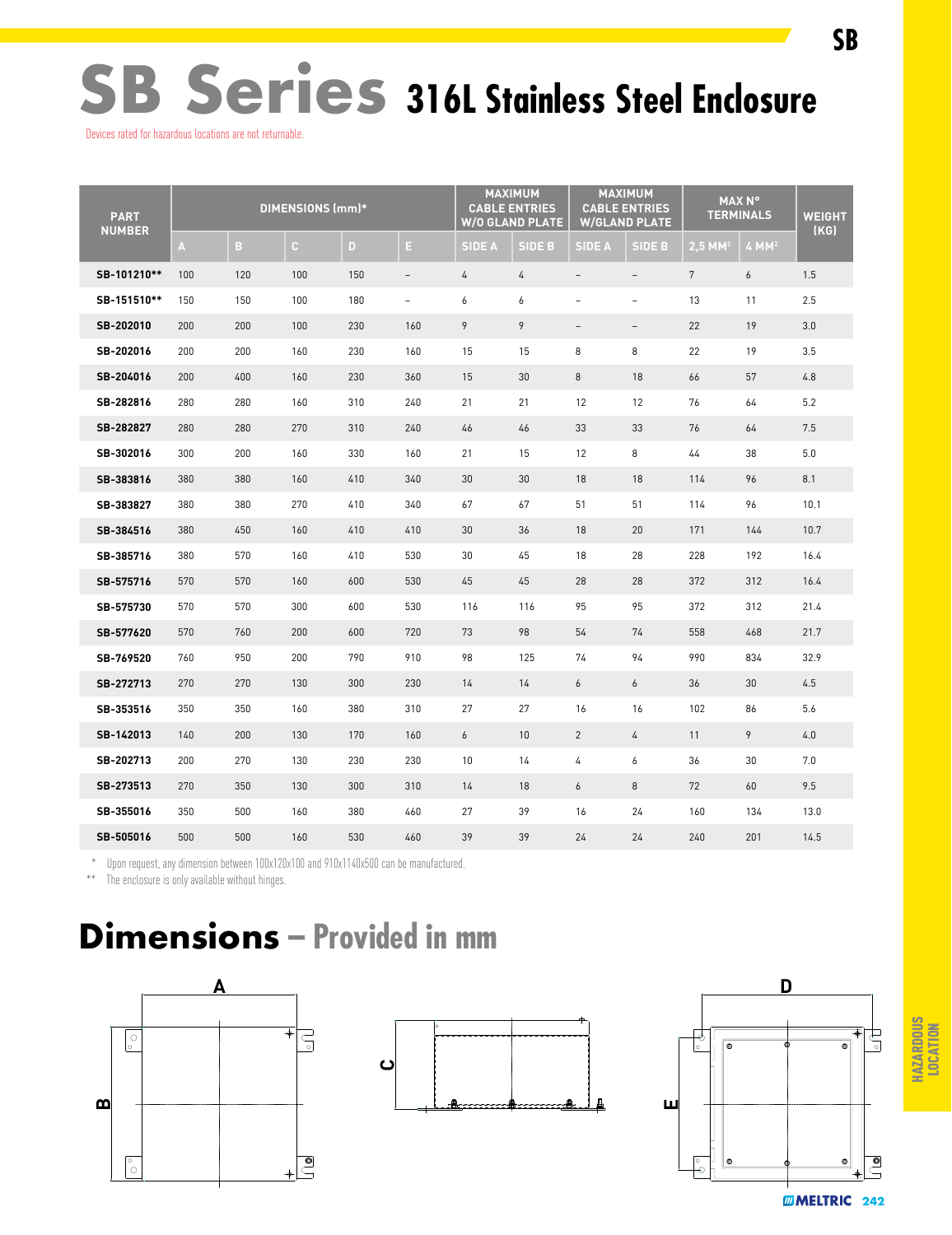# SB Series 316L Stainless Steel Enclosure

Devices rated for hazardous locations are not returnable.

| PART NUMBER | DIMENSIONS (mm)* | | | | | MAXIMUM CABLE ENTRIES W/O GLAND PLATE | | MAXIMUM CABLE ENTRIES W/GLAND PLATE | | MAX N° TERMINALS | | WEIGHT (KG) |
|---|---|---|---|---|---|---|---|---|---|---|---|---|
| | A | B | C | D | E | SIDE A | SIDE B | SIDE A | SIDE B | 2,5 MM² | 4 MM² | |
| SB-101210** | 100 | 120 | 100 | 150 | – | 4 | 4 | – | – | 7 | 6 | 1.5 |
| SB-151510** | 150 | 150 | 100 | 180 | – | 6 | 6 | – | – | 13 | 11 | 2.5 |
| SB-202010 | 200 | 200 | 100 | 230 | 160 | 9 | 9 | – | – | 22 | 19 | 3.0 |
| SB-202016 | 200 | 200 | 160 | 230 | 160 | 15 | 15 | 8 | 8 | 22 | 19 | 3.5 |
| SB-204016 | 200 | 400 | 160 | 230 | 360 | 15 | 30 | 8 | 18 | 66 | 57 | 4.8 |
| SB-282816 | 280 | 280 | 160 | 310 | 240 | 21 | 21 | 12 | 12 | 76 | 64 | 5.2 |
| SB-282827 | 280 | 280 | 270 | 310 | 240 | 46 | 46 | 33 | 33 | 76 | 64 | 7.5 |
| SB-302016 | 300 | 200 | 160 | 330 | 160 | 21 | 15 | 12 | 8 | 44 | 38 | 5.0 |
| SB-383816 | 380 | 380 | 160 | 410 | 340 | 30 | 30 | 18 | 18 | 114 | 96 | 8.1 |
| SB-383827 | 380 | 380 | 270 | 410 | 340 | 67 | 67 | 51 | 51 | 114 | 96 | 10.1 |
| SB-384516 | 380 | 450 | 160 | 410 | 410 | 30 | 36 | 18 | 20 | 171 | 144 | 10.7 |
| SB-385716 | 380 | 570 | 160 | 410 | 530 | 30 | 45 | 18 | 28 | 228 | 192 | 16.4 |
| SB-575716 | 570 | 570 | 160 | 600 | 530 | 45 | 45 | 28 | 28 | 372 | 312 | 16.4 |
| SB-575730 | 570 | 570 | 300 | 600 | 530 | 116 | 116 | 95 | 95 | 372 | 312 | 21.4 |
| SB-577620 | 570 | 760 | 200 | 600 | 720 | 73 | 98 | 54 | 74 | 558 | 468 | 21.7 |
| SB-769520 | 760 | 950 | 200 | 790 | 910 | 98 | 125 | 74 | 94 | 990 | 834 | 32.9 |
| SB-272713 | 270 | 270 | 130 | 300 | 230 | 14 | 14 | 6 | 6 | 36 | 30 | 4.5 |
| SB-353516 | 350 | 350 | 160 | 380 | 310 | 27 | 27 | 16 | 16 | 102 | 86 | 5.6 |
| SB-142013 | 140 | 200 | 130 | 170 | 160 | 6 | 10 | 2 | 4 | 11 | 9 | 4.0 |
| SB-202713 | 200 | 270 | 130 | 230 | 230 | 10 | 14 | 4 | 6 | 36 | 30 | 7.0 |
| SB-273513 | 270 | 350 | 130 | 300 | 310 | 14 | 18 | 6 | 8 | 72 | 60 | 9.5 |
| SB-355016 | 350 | 500 | 160 | 380 | 460 | 27 | 39 | 16 | 24 | 160 | 134 | 13.0 |
| SB-505016 | 500 | 500 | 160 | 530 | 460 | 39 | 39 | 24 | 24 | 240 | 201 | 14.5 |

\* Upon request, any dimension between 100x120x100 and 910x1140x500 can be manufactured.

\*\* The enclosure is only available without hinges.

## Dimensions – Provided in mm

A

B

C

D

E